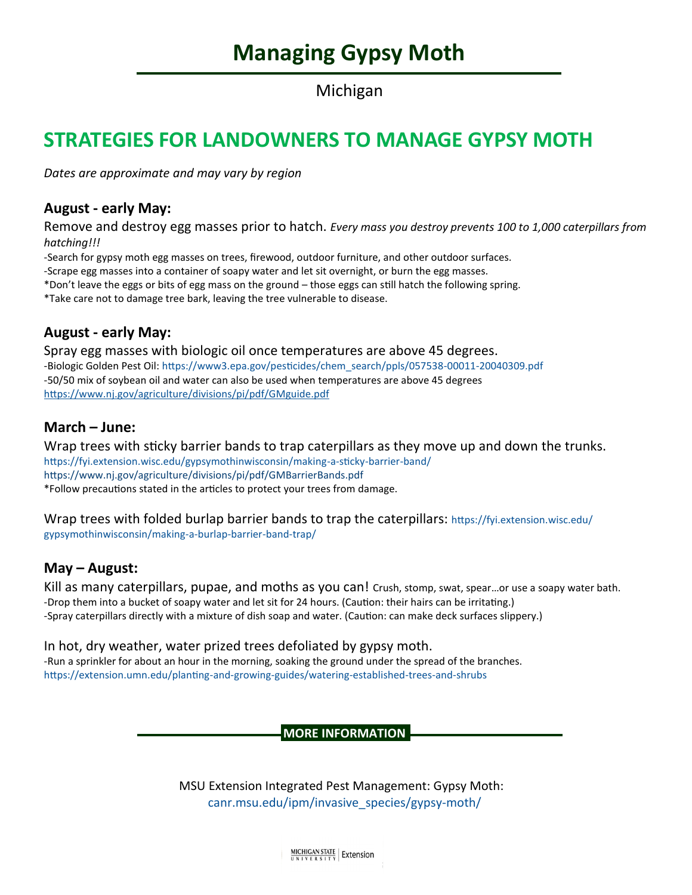# Managing Gypsy Moth

Michigan

## STRATEGIES FOR LANDOWNERS TO MANAGE GYPSY MOTH

*Dates are approximate and may vary by region*

### August - early May:

Remove and destroy egg masses prior to hatch. *Every mass you destroy prevents 100 to 1,000 caterpillars from hatching!!!*

-Search for gypsy moth egg masses on trees, firewood, outdoor furniture, and other outdoor surfaces.
-Scrape egg masses into a container of soapy water and let sit overnight, or burn the egg masses.
*Don't leave the eggs or bits of egg mass on the ground – those eggs can still hatch the following spring.
*Take care not to damage tree bark, leaving the tree vulnerable to disease.

### August - early May:

Spray egg masses with biologic oil once temperatures are above 45 degrees.

-Biologic Golden Pest Oil: https://www3.epa.gov/pesticides/chem_search/ppls/057538-00011-20040309.pdf
-50/50 mix of soybean oil and water can also be used when temperatures are above 45 degrees
https://www.nj.gov/agriculture/divisions/pi/pdf/GMguide.pdf

### March – June:

Wrap trees with sticky barrier bands to trap caterpillars as they move up and down the trunks.
https://fyi.extension.wisc.edu/gypsymothinwisconsin/making-a-sticky-barrier-band/
https://www.nj.gov/agriculture/divisions/pi/pdf/GMBarrierBands.pdf
*Follow precautions stated in the articles to protect your trees from damage.

Wrap trees with folded burlap barrier bands to trap the caterpillars: https://fyi.extension.wisc.edu/gypsymothinwisconsin/making-a-burlap-barrier-band-trap/

### May – August:

Kill as many caterpillars, pupae, and moths as you can! Crush, stomp, swat, spear…or use a soapy water bath.

-Drop them into a bucket of soapy water and let sit for 24 hours. (Caution: their hairs can be irritating.)
-Spray caterpillars directly with a mixture of dish soap and water. (Caution: can make deck surfaces slippery.)

In hot, dry weather, water prized trees defoliated by gypsy moth.

-Run a sprinkler for about an hour in the morning, soaking the ground under the spread of the branches.
https://extension.umn.edu/planting-and-growing-guides/watering-established-trees-and-shrubs

**MORE INFORMATION**

MSU Extension Integrated Pest Management: Gypsy Moth:
canr.msu.edu/ipm/invasive_species/gypsy-moth/

MICHIGAN STATE UNIVERSITY | Extension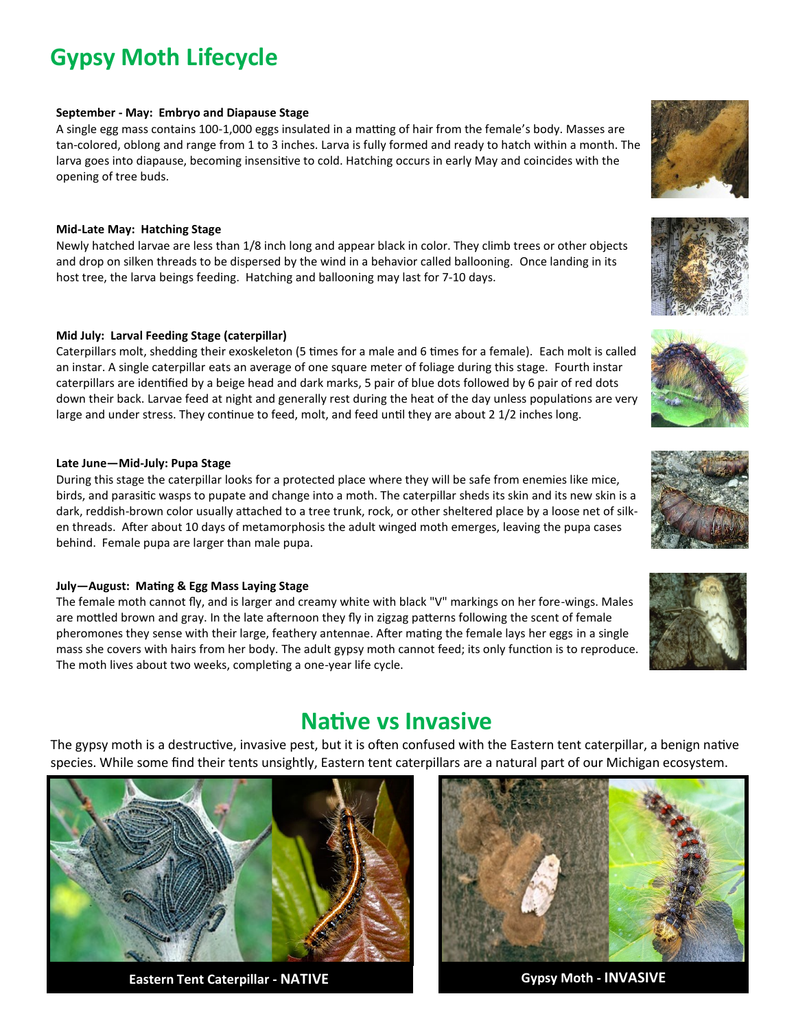# Gypsy Moth Lifecycle

**September - May: Embryo and Diapause Stage**

A single egg mass contains 100-1,000 eggs insulated in a matting of hair from the female's body. Masses are tan-colored, oblong and range from 1 to 3 inches. Larva is fully formed and ready to hatch within a month. The larva goes into diapause, becoming insensitive to cold. Hatching occurs in early May and coincides with the opening of tree buds.

**Mid-Late May: Hatching Stage**

Newly hatched larvae are less than 1/8 inch long and appear black in color. They climb trees or other objects and drop on silken threads to be dispersed by the wind in a behavior called ballooning. Once landing in its host tree, the larva beings feeding. Hatching and ballooning may last for 7-10 days.

**Mid July: Larval Feeding Stage (caterpillar)**

Caterpillars molt, shedding their exoskeleton (5 times for a male and 6 times for a female). Each molt is called an instar. A single caterpillar eats an average of one square meter of foliage during this stage. Fourth instar caterpillars are identified by a beige head and dark marks, 5 pair of blue dots followed by 6 pair of red dots down their back. Larvae feed at night and generally rest during the heat of the day unless populations are very large and under stress. They continue to feed, molt, and feed until they are about 2 1/2 inches long.

**Late June—Mid-July: Pupa Stage**

During this stage the caterpillar looks for a protected place where they will be safe from enemies like mice, birds, and parasitic wasps to pupate and change into a moth. The caterpillar sheds its skin and its new skin is a dark, reddish-brown color usually attached to a tree trunk, rock, or other sheltered place by a loose net of silken threads. After about 10 days of metamorphosis the adult winged moth emerges, leaving the pupa cases behind. Female pupa are larger than male pupa.

**July—August: Mating & Egg Mass Laying Stage**

The female moth cannot fly, and is larger and creamy white with black "V" markings on her fore-wings. Males are mottled brown and gray. In the late afternoon they fly in zigzag patterns following the scent of female pheromones they sense with their large, feathery antennae. After mating the female lays her eggs in a single mass she covers with hairs from her body. The adult gypsy moth cannot feed; its only function is to reproduce. The moth lives about two weeks, completing a one-year life cycle.

## Native vs Invasive

The gypsy moth is a destructive, invasive pest, but it is often confused with the Eastern tent caterpillar, a benign native species. While some find their tents unsightly, Eastern tent caterpillars are a natural part of our Michigan ecosystem.

**Eastern Tent Caterpillar - NATIVE**

**Gypsy Moth - INVASIVE**